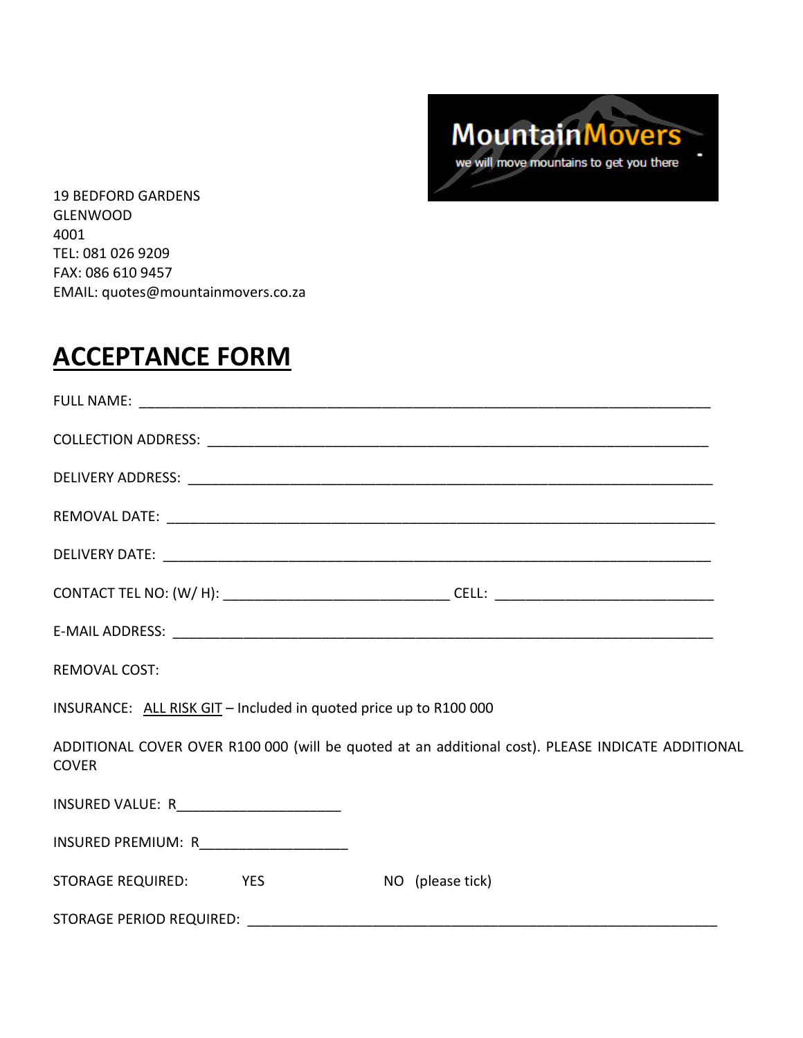MountainMovers

we will move mountains to get you there

19 BEDFORD GARDENS
GLENWOOD
4001
TEL: 081 026 9209
FAX: 086 610 9457
EMAIL: quotes@mountainmovers.co.za

# ACCEPTANCE FORM

FULL NAME: ___________________________________________________________________________

COLLECTION ADDRESS: ___________________________________________________________________

DELIVERY ADDRESS: _____________________________________________________________________

REMOVAL DATE: ________________________________________________________________________

DELIVERY DATE: _______________________________________________________________________

CONTACT TEL NO: (W/ H): ______________________________ CELL: ____________________________

E-MAIL ADDRESS: ______________________________________________________________________

REMOVAL COST:

INSURANCE: ALL RISK GIT – Included in quoted price up to R100 000

ADDITIONAL COVER OVER R100 000 (will be quoted at an additional cost). PLEASE INDICATE ADDITIONAL COVER

INSURED VALUE: R______________________

INSURED PREMIUM: R____________________

STORAGE REQUIRED: YES NO (please tick)

STORAGE PERIOD REQUIRED: ______________________________________________________________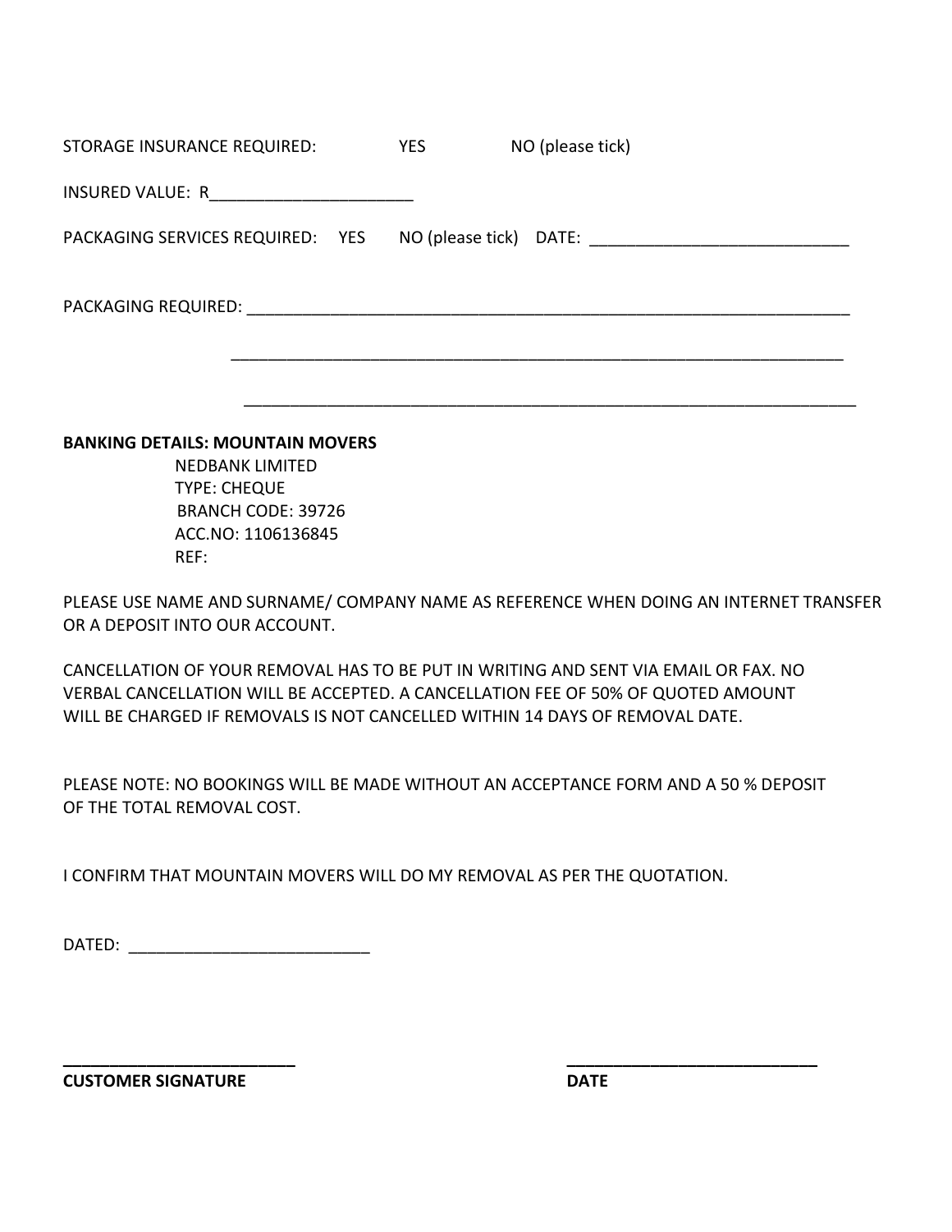STORAGE INSURANCE REQUIRED: YES NO (please tick)

INSURED VALUE: R______________________

PACKAGING SERVICES REQUIRED: YES NO (please tick) DATE: ____________________________

PACKAGING REQUIRED: ____________________________________________________________________

____________________________________________________________________

____________________________________________________________________

**BANKING DETAILS: MOUNTAIN MOVERS**

NEDBANK LIMITED
TYPE: CHEQUE
BRANCH CODE: 39726
ACC.NO: 1106136845
REF:

PLEASE USE NAME AND SURNAME/ COMPANY NAME AS REFERENCE WHEN DOING AN INTERNET TRANSFER OR A DEPOSIT INTO OUR ACCOUNT.

CANCELLATION OF YOUR REMOVAL HAS TO BE PUT IN WRITING AND SENT VIA EMAIL OR FAX. NO VERBAL CANCELLATION WILL BE ACCEPTED. A CANCELLATION FEE OF 50% OF QUOTED AMOUNT WILL BE CHARGED IF REMOVALS IS NOT CANCELLED WITHIN 14 DAYS OF REMOVAL DATE.

PLEASE NOTE: NO BOOKINGS WILL BE MADE WITHOUT AN ACCEPTANCE FORM AND A 50 % DEPOSIT OF THE TOTAL REMOVAL COST.

I CONFIRM THAT MOUNTAIN MOVERS WILL DO MY REMOVAL AS PER THE QUOTATION.

DATED: __________________________

__________________________ ____________________________

**CUSTOMER SIGNATURE** **DATE**